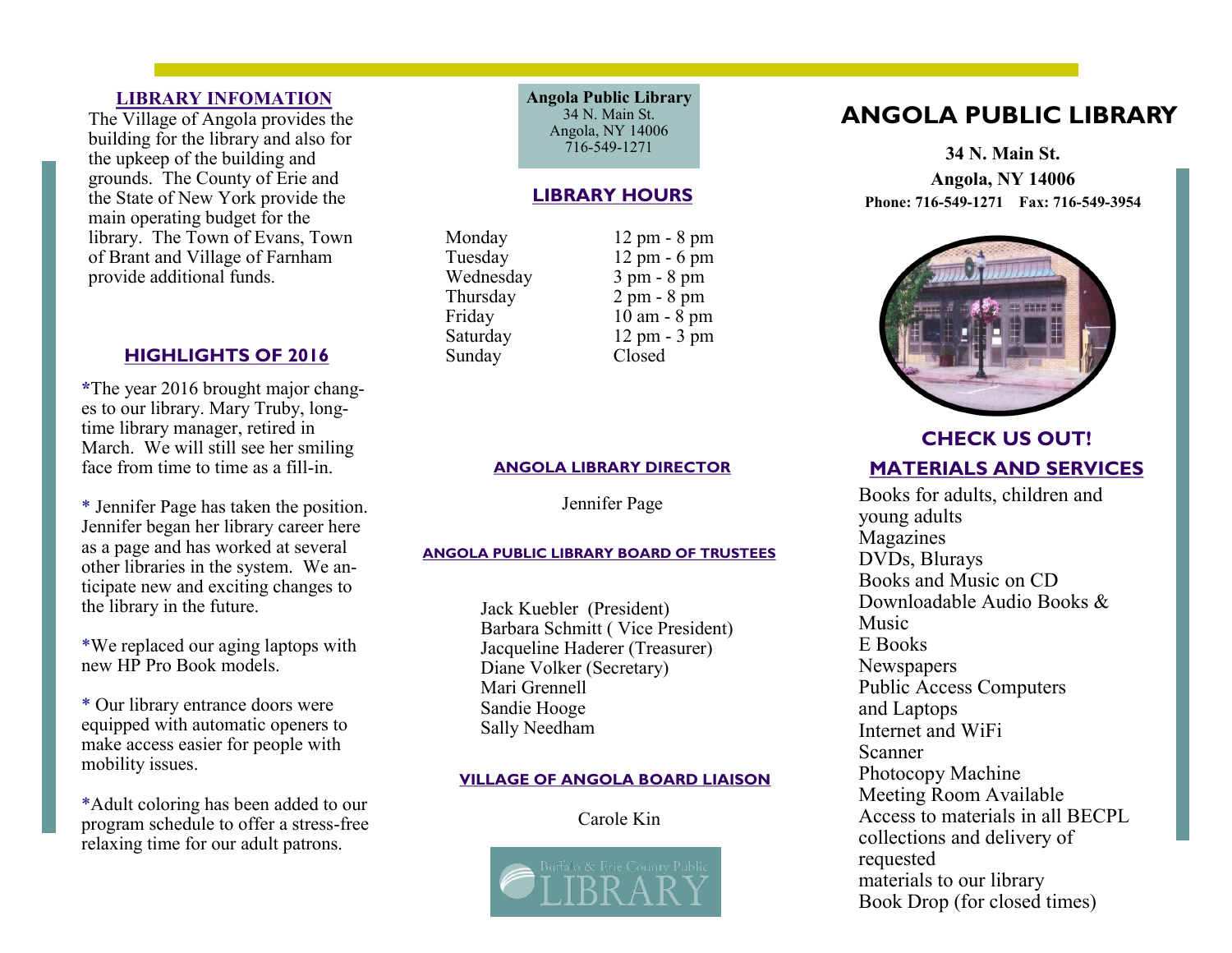## LIBRARY INFOMATION

The Village of Angola provides the building for the library and also for the upkeep of the building and grounds. The County of Erie and the State of New York provide the main operating budget for the library. The Town of Evans, Town of Brant and Village of Farnham provide additional funds.

## HIGHLIGHTS OF 2016

*The year 2016 brought major changes to our library. Mary Truby, longtime library manager, retired in March. We will still see her smiling face from time to time as a fill-in.

* Jennifer Page has taken the position. Jennifer began her library career here as a page and has worked at several other libraries in the system. We anticipate new and exciting changes to the library in the future.

*We replaced our aging laptops with new HP Pro Book models.

* Our library entrance doors were equipped with automatic openers to make access easier for people with mobility issues.

*Adult coloring has been added to our program schedule to offer a stress-free relaxing time for our adult patrons.

**Angola Public Library**
34 N. Main St.
Angola, NY 14006
716-549-1271

## LIBRARY HOURS

| | |
|---|---|
| Monday | 12 pm - 8 pm |
| Tuesday | 12 pm - 6 pm |
| Wednesday | 3 pm - 8 pm |
| Thursday | 2 pm - 8 pm |
| Friday | 10 am - 8 pm |
| Saturday | 12 pm - 3 pm |
| Sunday | Closed |

### ANGOLA LIBRARY DIRECTOR

Jennifer Page

### ANGOLA PUBLIC LIBRARY BOARD OF TRUSTEES

Jack Kuebler (President)
Barbara Schmitt ( Vice President)
Jacqueline Haderer (Treasurer)
Diane Volker (Secretary)
Mari Grennell
Sandie Hooge
Sally Needham

### VILLAGE OF ANGOLA BOARD LIAISON

Carole Kin

Buffalo & Erie County Public LIBRARY

# ANGOLA PUBLIC LIBRARY

**34 N. Main St.**
**Angola, NY 14006**
**Phone: 716-549-1271 Fax: 716-549-3954**

## CHECK US OUT!

## MATERIALS AND SERVICES

Books for adults, children and young adults
Magazines
DVDs, Blurays
Books and Music on CD
Downloadable Audio Books & Music
E Books
Newspapers
Public Access Computers and Laptops
Internet and WiFi
Scanner
Photocopy Machine
Meeting Room Available
Access to materials in all BECPL collections and delivery of requested materials to our library
Book Drop (for closed times)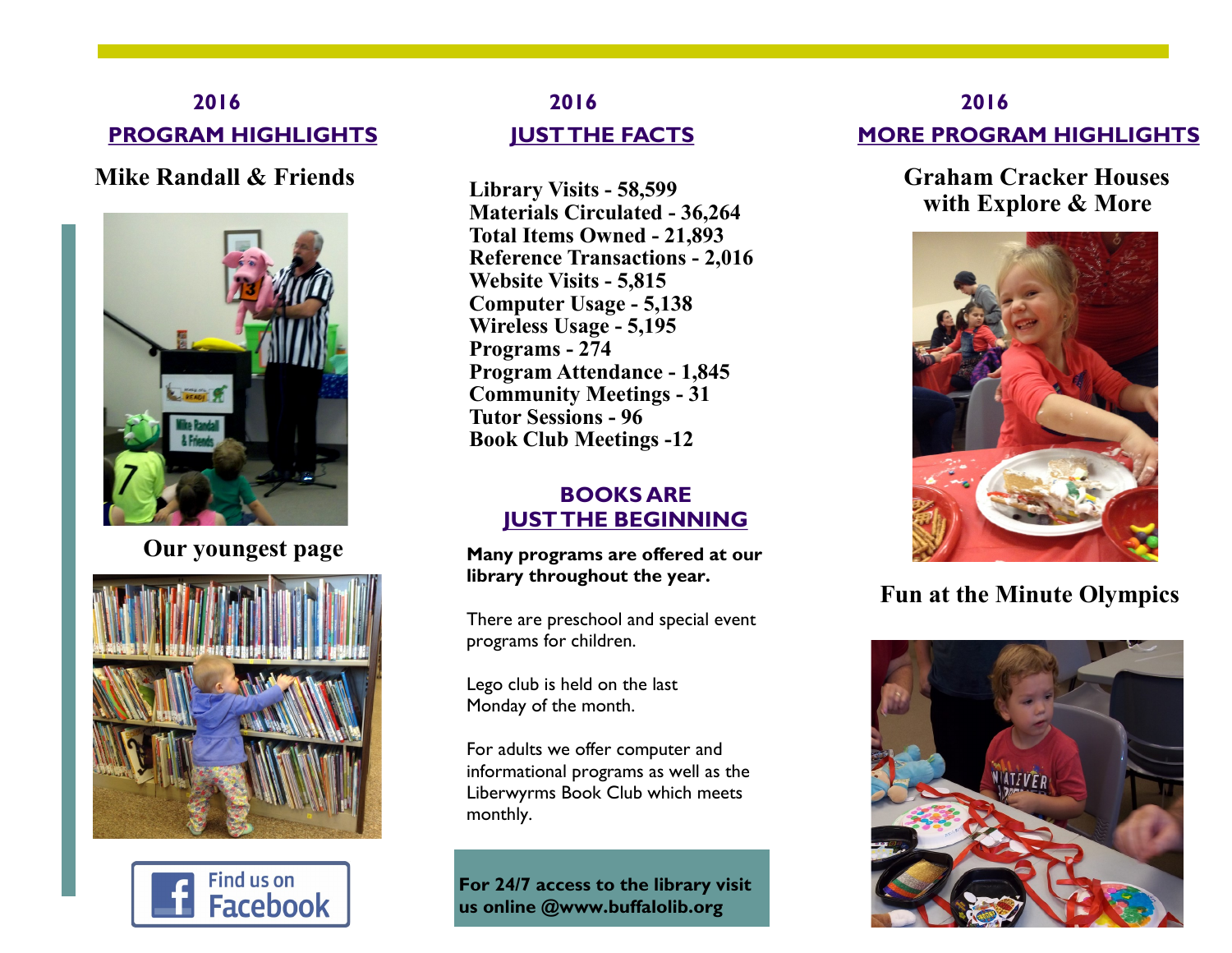## 2016
## PROGRAM HIGHLIGHTS

**Mike Randall & Friends**

**Our youngest page**

Find us on Facebook

## 2016
## JUST THE FACTS

**Library Visits - 58,599**
**Materials Circulated - 36,264**
**Total Items Owned - 21,893**
**Reference Transactions - 2,016**
**Website Visits - 5,815**
**Computer Usage - 5,138**
**Wireless Usage - 5,195**
**Programs - 274**
**Program Attendance - 1,845**
**Community Meetings - 31**
**Tutor Sessions - 96**
**Book Club Meetings -12**

## BOOKS ARE JUST THE BEGINNING

**Many programs are offered at our library throughout the year.**

There are preschool and special event programs for children.

Lego club is held on the last Monday of the month.

For adults we offer computer and informational programs as well as the Liberwyrms Book Club which meets monthly.

**For 24/7 access to the library visit us online @www.buffalolib.org**

## 2016
## MORE PROGRAM HIGHLIGHTS

**Graham Cracker Houses with Explore & More**

**Fun at the Minute Olympics**